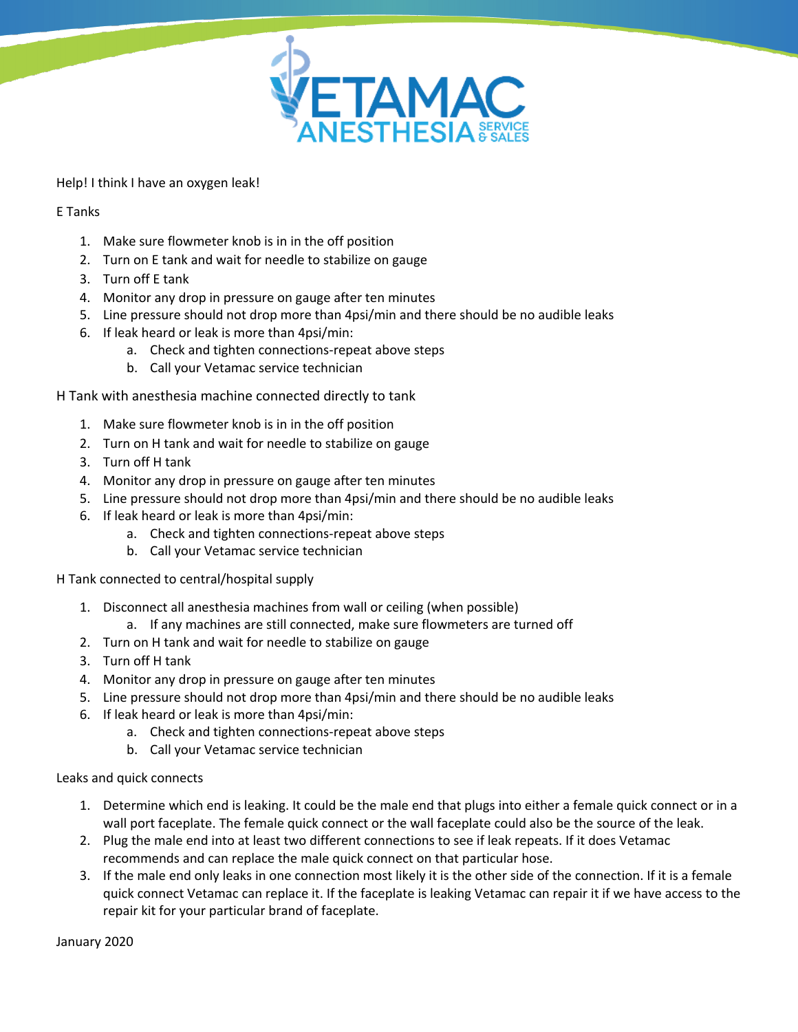# VETAMAC ANESTHESIA SERVICE & SALES

Help! I think I have an oxygen leak!

E Tanks

1. Make sure flowmeter knob is in in the off position
2. Turn on E tank and wait for needle to stabilize on gauge
3. Turn off E tank
4. Monitor any drop in pressure on gauge after ten minutes
5. Line pressure should not drop more than 4psi/min and there should be no audible leaks
6. If leak heard or leak is more than 4psi/min:
    a. Check and tighten connections-repeat above steps
    b. Call your Vetamac service technician

H Tank with anesthesia machine connected directly to tank

1. Make sure flowmeter knob is in in the off position
2. Turn on H tank and wait for needle to stabilize on gauge
3. Turn off H tank
4. Monitor any drop in pressure on gauge after ten minutes
5. Line pressure should not drop more than 4psi/min and there should be no audible leaks
6. If leak heard or leak is more than 4psi/min:
    a. Check and tighten connections-repeat above steps
    b. Call your Vetamac service technician

H Tank connected to central/hospital supply

1. Disconnect all anesthesia machines from wall or ceiling (when possible)
    a. If any machines are still connected, make sure flowmeters are turned off
2. Turn on H tank and wait for needle to stabilize on gauge
3. Turn off H tank
4. Monitor any drop in pressure on gauge after ten minutes
5. Line pressure should not drop more than 4psi/min and there should be no audible leaks
6. If leak heard or leak is more than 4psi/min:
    a. Check and tighten connections-repeat above steps
    b. Call your Vetamac service technician

Leaks and quick connects

1. Determine which end is leaking. It could be the male end that plugs into either a female quick connect or in a wall port faceplate. The female quick connect or the wall faceplate could also be the source of the leak.
2. Plug the male end into at least two different connections to see if leak repeats. If it does Vetamac recommends and can replace the male quick connect on that particular hose.
3. If the male end only leaks in one connection most likely it is the other side of the connection. If it is a female quick connect Vetamac can replace it. If the faceplate is leaking Vetamac can repair it if we have access to the repair kit for your particular brand of faceplate.

January 2020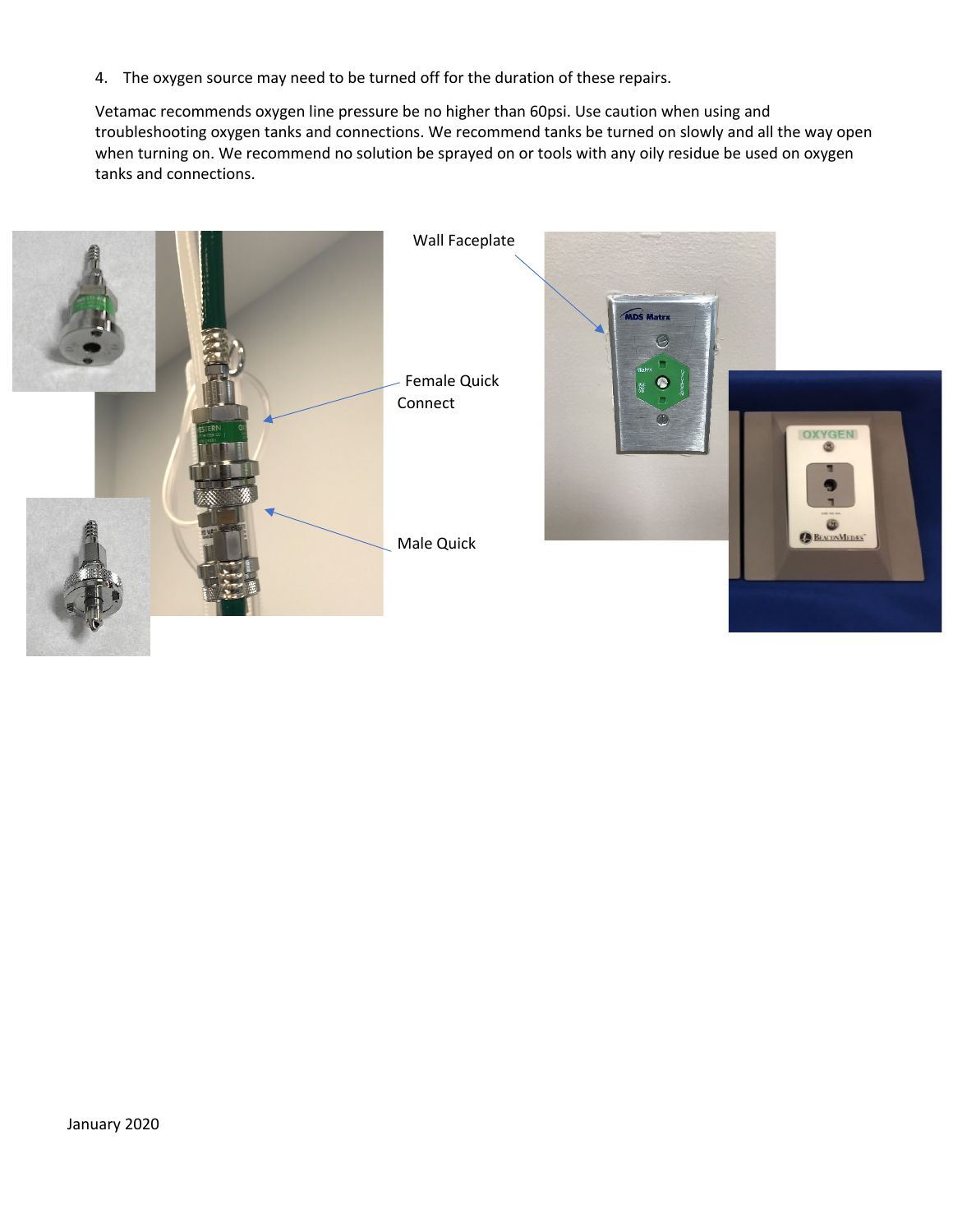4. The oxygen source may need to be turned off for the duration of these repairs.

Vetamac recommends oxygen line pressure be no higher than 60psi. Use caution when using and troubleshooting oxygen tanks and connections. We recommend tanks be turned on slowly and all the way open when turning on. We recommend no solution be sprayed on or tools with any oily residue be used on oxygen tanks and connections.

Wall Faceplate

Female Quick Connect

Male Quick

January 2020